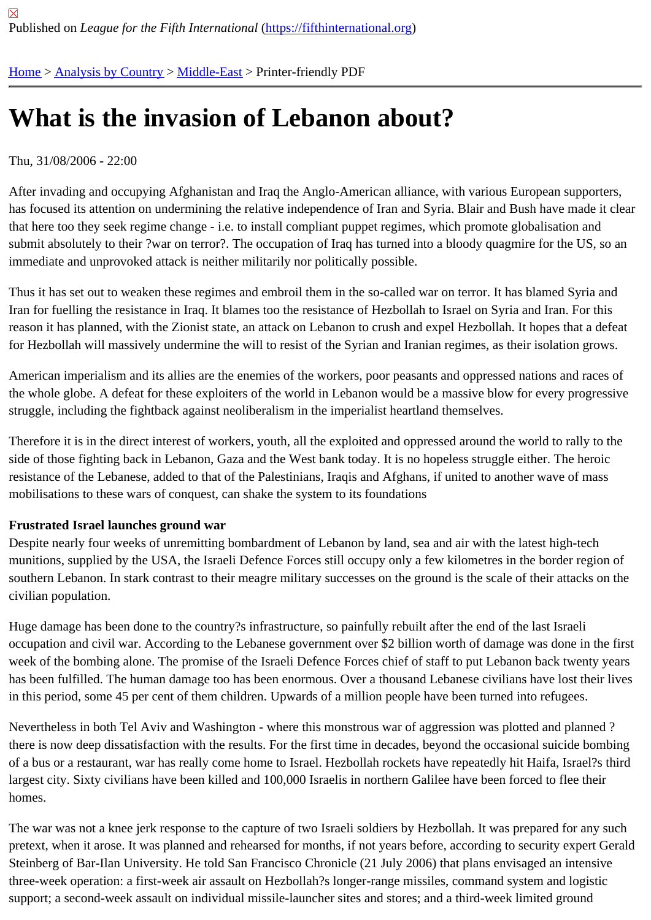Published on *League for the Fifth International* (https://fifthinternational.org)

Home > Analysis by Country > Middle-East > Printer-friendly PDF

# What is the invasion of Lebanon about?

Thu, 31/08/2006 - 22:00

After invading and occupying Afghanistan and Iraq the Anglo-American alliance, with various European supporters, has focused its attention on undermining the relative independence of Iran and Syria. Blair and Bush have made it clear that here too they seek regime change - i.e. to install compliant puppet regimes, which promote globalisation and submit absolutely to their ?war on terror?. The occupation of Iraq has turned into a bloody quagmire for the US, so an immediate and unprovoked attack is neither militarily nor politically possible.

Thus it has set out to weaken these regimes and embroil them in the so-called war on terror. It has blamed Syria and Iran for fuelling the resistance in Iraq. It blames too the resistance of Hezbollah to Israel on Syria and Iran. For this reason it has planned, with the Zionist state, an attack on Lebanon to crush and expel Hezbollah. It hopes that a defeat for Hezbollah will massively undermine the will to resist of the Syrian and Iranian regimes, as their isolation grows.

American imperialism and its allies are the enemies of the workers, poor peasants and oppressed nations and races of the whole globe. A defeat for these exploiters of the world in Lebanon would be a massive blow for every progressive struggle, including the fightback against neoliberalism in the imperialist heartland themselves.

Therefore it is in the direct interest of workers, youth, all the exploited and oppressed around the world to rally to the side of those fighting back in Lebanon, Gaza and the West bank today. It is no hopeless struggle either. The heroic resistance of the Lebanese, added to that of the Palestinians, Iraqis and Afghans, if united to another wave of mass mobilisations to these wars of conquest, can shake the system to its foundations

**Frustrated Israel launches ground war**

Despite nearly four weeks of unremitting bombardment of Lebanon by land, sea and air with the latest high-tech munitions, supplied by the USA, the Israeli Defence Forces still occupy only a few kilometres in the border region of southern Lebanon. In stark contrast to their meagre military successes on the ground is the scale of their attacks on the civilian population.

Huge damage has been done to the country?s infrastructure, so painfully rebuilt after the end of the last Israeli occupation and civil war. According to the Lebanese government over $2 billion worth of damage was done in the first week of the bombing alone. The promise of the Israeli Defence Forces chief of staff to put Lebanon back twenty years has been fulfilled. The human damage too has been enormous. Over a thousand Lebanese civilians have lost their lives in this period, some 45 per cent of them children. Upwards of a million people have been turned into refugees.

Nevertheless in both Tel Aviv and Washington - where this monstrous war of aggression was plotted and planned ? there is now deep dissatisfaction with the results. For the first time in decades, beyond the occasional suicide bombing of a bus or a restaurant, war has really come home to Israel. Hezbollah rockets have repeatedly hit Haifa, Israel?s third largest city. Sixty civilians have been killed and 100,000 Israelis in northern Galilee have been forced to flee their homes.

The war was not a knee jerk response to the capture of two Israeli soldiers by Hezbollah. It was prepared for any such pretext, when it arose. It was planned and rehearsed for months, if not years before, according to security expert Gerald Steinberg of Bar-Ilan University. He told San Francisco Chronicle (21 July 2006) that plans envisaged an intensive three-week operation: a first-week air assault on Hezbollah?s longer-range missiles, command system and logistic support; a second-week assault on individual missile-launcher sites and stores; and a third-week limited ground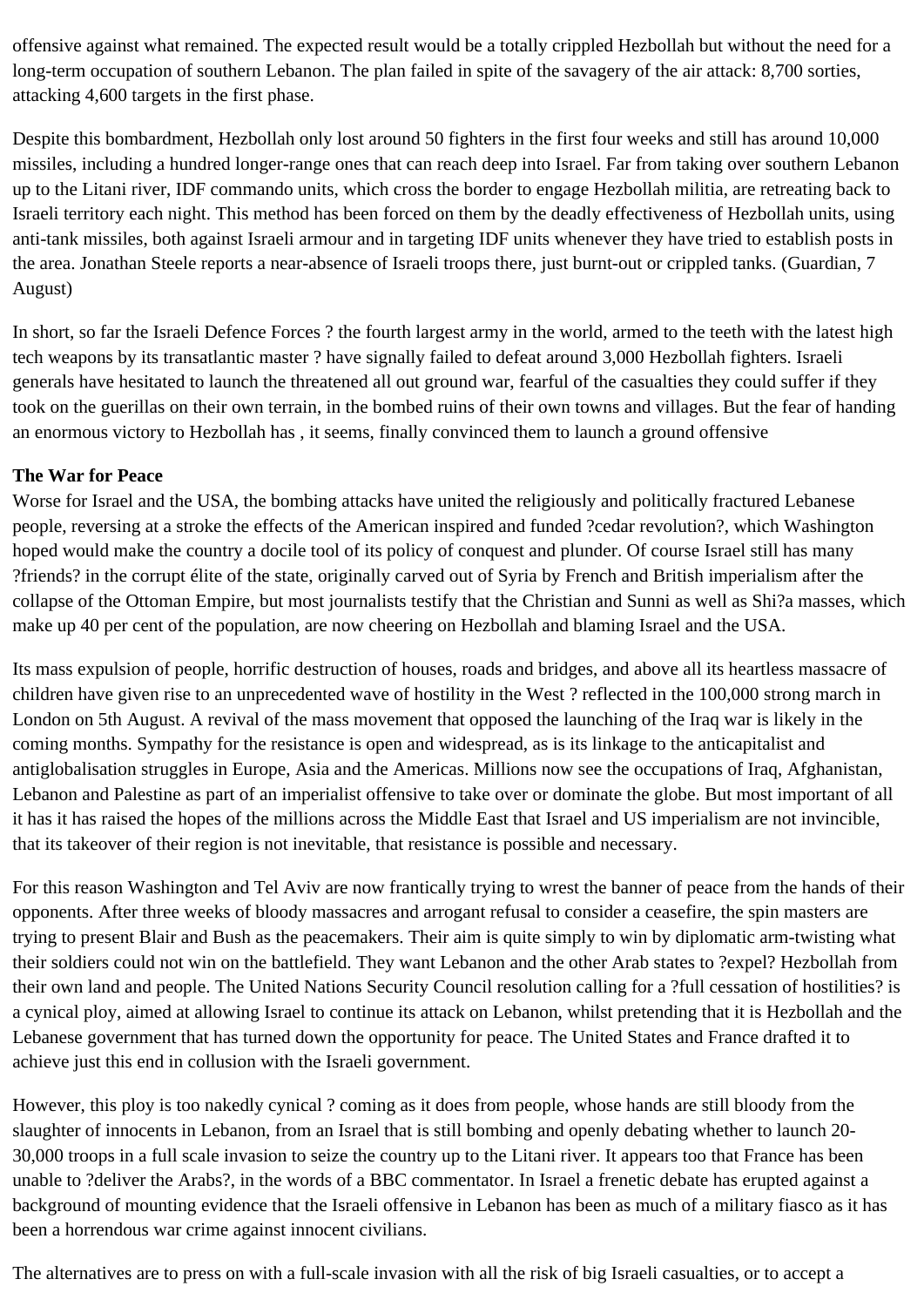offensive against what remained. The expected result would be a totally crippled Hezbollah but without the need for a long-term occupation of southern Lebanon. The plan failed in spite of the savagery of the air attack: 8,700 sorties, attacking 4,600 targets in the first phase.

Despite this bombardment, Hezbollah only lost around 50 fighters in the first four weeks and still has around 10,000 missiles, including a hundred longer-range ones that can reach deep into Israel. Far from taking over southern Lebanon up to the Litani river, IDF commando units, which cross the border to engage Hezbollah militia, are retreating back to Israeli territory each night. This method has been forced on them by the deadly effectiveness of Hezbollah units, using anti-tank missiles, both against Israeli armour and in targeting IDF units whenever they have tried to establish posts in the area. Jonathan Steele reports a near-absence of Israeli troops there, just burnt-out or crippled tanks. (Guardian, 7 August)

In short, so far the Israeli Defence Forces ? the fourth largest army in the world, armed to the teeth with the latest high tech weapons by its transatlantic master ? have signally failed to defeat around 3,000 Hezbollah fighters. Israeli generals have hesitated to launch the threatened all out ground war, fearful of the casualties they could suffer if they took on the guerillas on their own terrain, in the bombed ruins of their own towns and villages. But the fear of handing an enormous victory to Hezbollah has , it seems, finally convinced them to launch a ground offensive

**The War for Peace**

Worse for Israel and the USA, the bombing attacks have united the religiously and politically fractured Lebanese people, reversing at a stroke the effects of the American inspired and funded ?cedar revolution?, which Washington hoped would make the country a docile tool of its policy of conquest and plunder. Of course Israel still has many ?friends? in the corrupt élite of the state, originally carved out of Syria by French and British imperialism after the collapse of the Ottoman Empire, but most journalists testify that the Christian and Sunni as well as Shi?a masses, which make up 40 per cent of the population, are now cheering on Hezbollah and blaming Israel and the USA.

Its mass expulsion of people, horrific destruction of houses, roads and bridges, and above all its heartless massacre of children have given rise to an unprecedented wave of hostility in the West ? reflected in the 100,000 strong march in London on 5th August. A revival of the mass movement that opposed the launching of the Iraq war is likely in the coming months. Sympathy for the resistance is open and widespread, as is its linkage to the anticapitalist and antiglobalisation struggles in Europe, Asia and the Americas. Millions now see the occupations of Iraq, Afghanistan, Lebanon and Palestine as part of an imperialist offensive to take over or dominate the globe. But most important of all it has it has raised the hopes of the millions across the Middle East that Israel and US imperialism are not invincible, that its takeover of their region is not inevitable, that resistance is possible and necessary.

For this reason Washington and Tel Aviv are now frantically trying to wrest the banner of peace from the hands of their opponents. After three weeks of bloody massacres and arrogant refusal to consider a ceasefire, the spin masters are trying to present Blair and Bush as the peacemakers. Their aim is quite simply to win by diplomatic arm-twisting what their soldiers could not win on the battlefield. They want Lebanon and the other Arab states to ?expel? Hezbollah from their own land and people. The United Nations Security Council resolution calling for a ?full cessation of hostilities? is a cynical ploy, aimed at allowing Israel to continue its attack on Lebanon, whilst pretending that it is Hezbollah and the Lebanese government that has turned down the opportunity for peace. The United States and France drafted it to achieve just this end in collusion with the Israeli government.

However, this ploy is too nakedly cynical ? coming as it does from people, whose hands are still bloody from the slaughter of innocents in Lebanon, from an Israel that is still bombing and openly debating whether to launch 20-30,000 troops in a full scale invasion to seize the country up to the Litani river. It appears too that France has been unable to ?deliver the Arabs?, in the words of a BBC commentator. In Israel a frenetic debate has erupted against a background of mounting evidence that the Israeli offensive in Lebanon has been as much of a military fiasco as it has been a horrendous war crime against innocent civilians.

The alternatives are to press on with a full-scale invasion with all the risk of big Israeli casualties, or to accept a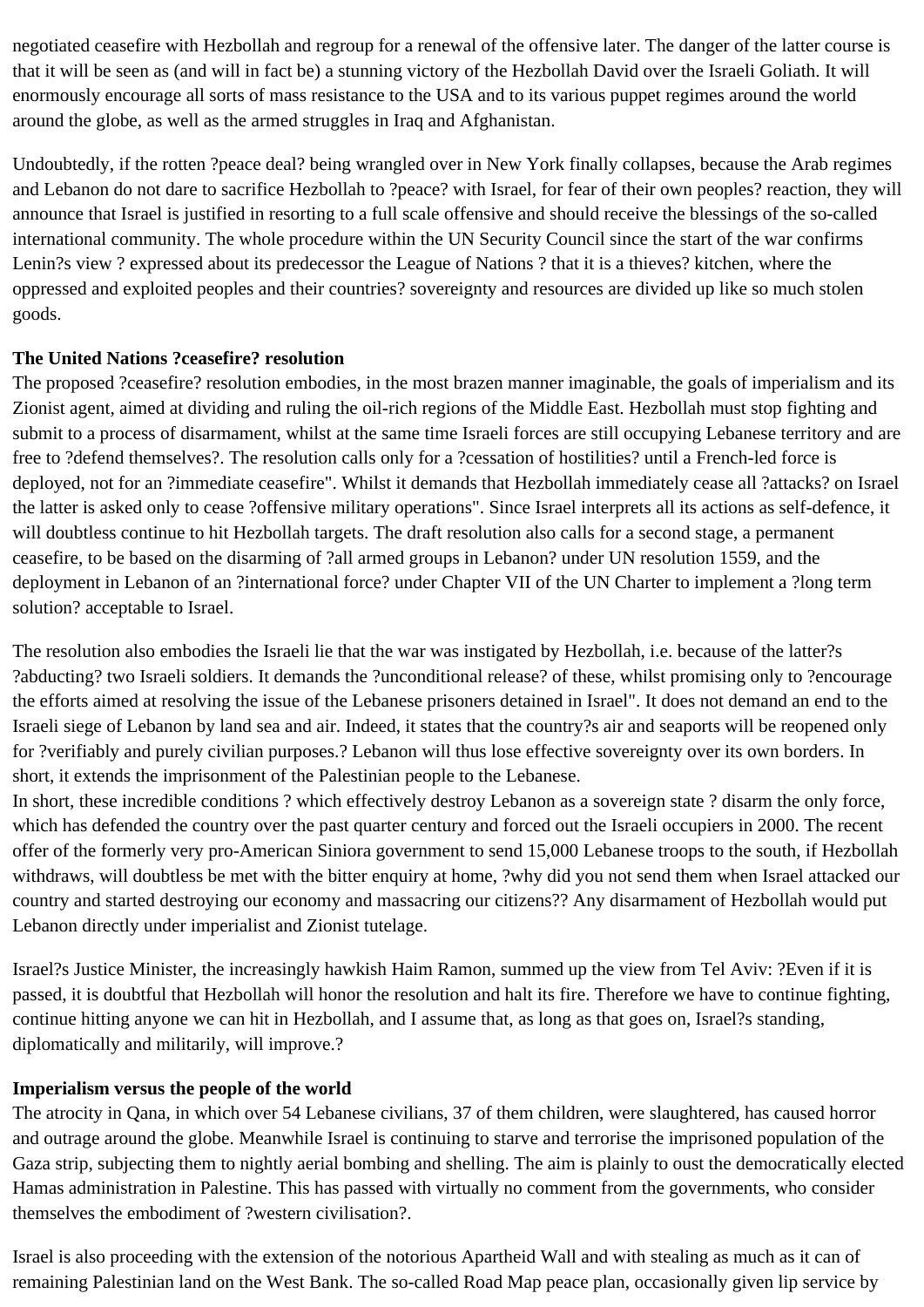negotiated ceasefire with Hezbollah and regroup for a renewal of the offensive later. The danger of the latter course is that it will be seen as (and will in fact be) a stunning victory of the Hezbollah David over the Israeli Goliath. It will enormously encourage all sorts of mass resistance to the USA and to its various puppet regimes around the world around the globe, as well as the armed struggles in Iraq and Afghanistan.

Undoubtedly, if the rotten ?peace deal? being wrangled over in New York finally collapses, because the Arab regimes and Lebanon do not dare to sacrifice Hezbollah to ?peace? with Israel, for fear of their own peoples? reaction, they will announce that Israel is justified in resorting to a full scale offensive and should receive the blessings of the so-called international community. The whole procedure within the UN Security Council since the start of the war confirms Lenin?s view ? expressed about its predecessor the League of Nations ? that it is a thieves? kitchen, where the oppressed and exploited peoples and their countries? sovereignty and resources are divided up like so much stolen goods.

**The United Nations ?ceasefire? resolution**

The proposed ?ceasefire? resolution embodies, in the most brazen manner imaginable, the goals of imperialism and its Zionist agent, aimed at dividing and ruling the oil-rich regions of the Middle East. Hezbollah must stop fighting and submit to a process of disarmament, whilst at the same time Israeli forces are still occupying Lebanese territory and are free to ?defend themselves?. The resolution calls only for a ?cessation of hostilities? until a French-led force is deployed, not for an ?immediate ceasefire". Whilst it demands that Hezbollah immediately cease all ?attacks? on Israel the latter is asked only to cease ?offensive military operations". Since Israel interprets all its actions as self-defence, it will doubtless continue to hit Hezbollah targets. The draft resolution also calls for a second stage, a permanent ceasefire, to be based on the disarming of ?all armed groups in Lebanon? under UN resolution 1559, and the deployment in Lebanon of an ?international force? under Chapter VII of the UN Charter to implement a ?long term solution? acceptable to Israel.

The resolution also embodies the Israeli lie that the war was instigated by Hezbollah, i.e. because of the latter?s ?abducting? two Israeli soldiers. It demands the ?unconditional release? of these, whilst promising only to ?encourage the efforts aimed at resolving the issue of the Lebanese prisoners detained in Israel". It does not demand an end to the Israeli siege of Lebanon by land sea and air. Indeed, it states that the country?s air and seaports will be reopened only for ?verifiably and purely civilian purposes.? Lebanon will thus lose effective sovereignty over its own borders. In short, it extends the imprisonment of the Palestinian people to the Lebanese.

In short, these incredible conditions ? which effectively destroy Lebanon as a sovereign state ? disarm the only force, which has defended the country over the past quarter century and forced out the Israeli occupiers in 2000. The recent offer of the formerly very pro-American Siniora government to send 15,000 Lebanese troops to the south, if Hezbollah withdraws, will doubtless be met with the bitter enquiry at home, ?why did you not send them when Israel attacked our country and started destroying our economy and massacring our citizens?? Any disarmament of Hezbollah would put Lebanon directly under imperialist and Zionist tutelage.

Israel?s Justice Minister, the increasingly hawkish Haim Ramon, summed up the view from Tel Aviv: ?Even if it is passed, it is doubtful that Hezbollah will honor the resolution and halt its fire. Therefore we have to continue fighting, continue hitting anyone we can hit in Hezbollah, and I assume that, as long as that goes on, Israel?s standing, diplomatically and militarily, will improve.?

**Imperialism versus the people of the world**

The atrocity in Qana, in which over 54 Lebanese civilians, 37 of them children, were slaughtered, has caused horror and outrage around the globe. Meanwhile Israel is continuing to starve and terrorise the imprisoned population of the Gaza strip, subjecting them to nightly aerial bombing and shelling. The aim is plainly to oust the democratically elected Hamas administration in Palestine. This has passed with virtually no comment from the governments, who consider themselves the embodiment of ?western civilisation?.

Israel is also proceeding with the extension of the notorious Apartheid Wall and with stealing as much as it can of remaining Palestinian land on the West Bank. The so-called Road Map peace plan, occasionally given lip service by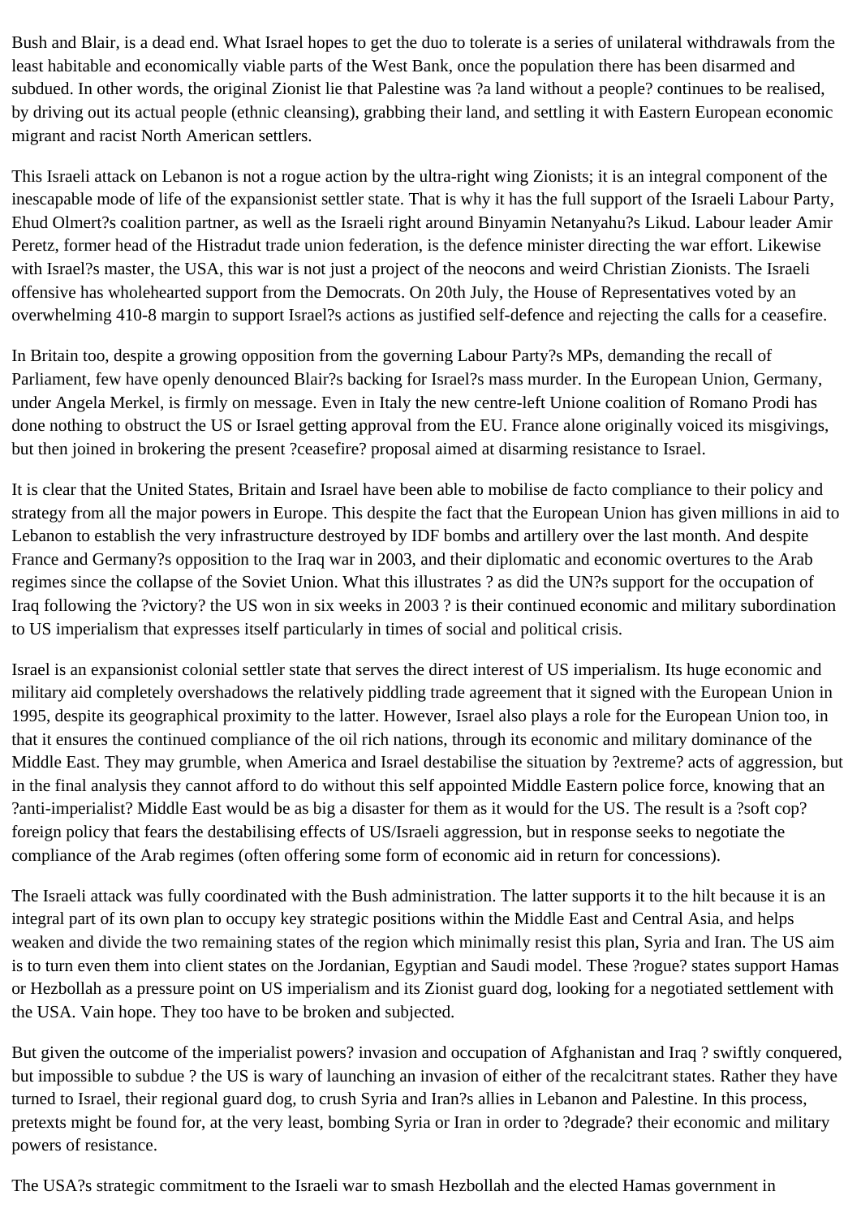Bush and Blair, is a dead end. What Israel hopes to get the duo to tolerate is a series of unilateral withdrawals from the least habitable and economically viable parts of the West Bank, once the population there has been disarmed and subdued. In other words, the original Zionist lie that Palestine was ?a land without a people? continues to be realised, by driving out its actual people (ethnic cleansing), grabbing their land, and settling it with Eastern European economic migrant and racist North American settlers.

This Israeli attack on Lebanon is not a rogue action by the ultra-right wing Zionists; it is an integral component of the inescapable mode of life of the expansionist settler state. That is why it has the full support of the Israeli Labour Party, Ehud Olmert?s coalition partner, as well as the Israeli right around Binyamin Netanyahu?s Likud. Labour leader Amir Peretz, former head of the Histradut trade union federation, is the defence minister directing the war effort. Likewise with Israel?s master, the USA, this war is not just a project of the neocons and weird Christian Zionists. The Israeli offensive has wholehearted support from the Democrats. On 20th July, the House of Representatives voted by an overwhelming 410-8 margin to support Israel?s actions as justified self-defence and rejecting the calls for a ceasefire.

In Britain too, despite a growing opposition from the governing Labour Party?s MPs, demanding the recall of Parliament, few have openly denounced Blair?s backing for Israel?s mass murder. In the European Union, Germany, under Angela Merkel, is firmly on message. Even in Italy the new centre-left Unione coalition of Romano Prodi has done nothing to obstruct the US or Israel getting approval from the EU. France alone originally voiced its misgivings, but then joined in brokering the present ?ceasefire? proposal aimed at disarming resistance to Israel.

It is clear that the United States, Britain and Israel have been able to mobilise de facto compliance to their policy and strategy from all the major powers in Europe. This despite the fact that the European Union has given millions in aid to Lebanon to establish the very infrastructure destroyed by IDF bombs and artillery over the last month. And despite France and Germany?s opposition to the Iraq war in 2003, and their diplomatic and economic overtures to the Arab regimes since the collapse of the Soviet Union. What this illustrates ? as did the UN?s support for the occupation of Iraq following the ?victory? the US won in six weeks in 2003 ? is their continued economic and military subordination to US imperialism that expresses itself particularly in times of social and political crisis.

Israel is an expansionist colonial settler state that serves the direct interest of US imperialism. Its huge economic and military aid completely overshadows the relatively piddling trade agreement that it signed with the European Union in 1995, despite its geographical proximity to the latter. However, Israel also plays a role for the European Union too, in that it ensures the continued compliance of the oil rich nations, through its economic and military dominance of the Middle East. They may grumble, when America and Israel destabilise the situation by ?extreme? acts of aggression, but in the final analysis they cannot afford to do without this self appointed Middle Eastern police force, knowing that an ?anti-imperialist? Middle East would be as big a disaster for them as it would for the US. The result is a ?soft cop? foreign policy that fears the destabilising effects of US/Israeli aggression, but in response seeks to negotiate the compliance of the Arab regimes (often offering some form of economic aid in return for concessions).

The Israeli attack was fully coordinated with the Bush administration. The latter supports it to the hilt because it is an integral part of its own plan to occupy key strategic positions within the Middle East and Central Asia, and helps weaken and divide the two remaining states of the region which minimally resist this plan, Syria and Iran. The US aim is to turn even them into client states on the Jordanian, Egyptian and Saudi model. These ?rogue? states support Hamas or Hezbollah as a pressure point on US imperialism and its Zionist guard dog, looking for a negotiated settlement with the USA. Vain hope. They too have to be broken and subjected.

But given the outcome of the imperialist powers? invasion and occupation of Afghanistan and Iraq ? swiftly conquered, but impossible to subdue ? the US is wary of launching an invasion of either of the recalcitrant states. Rather they have turned to Israel, their regional guard dog, to crush Syria and Iran?s allies in Lebanon and Palestine. In this process, pretexts might be found for, at the very least, bombing Syria or Iran in order to ?degrade? their economic and military powers of resistance.

The USA?s strategic commitment to the Israeli war to smash Hezbollah and the elected Hamas government in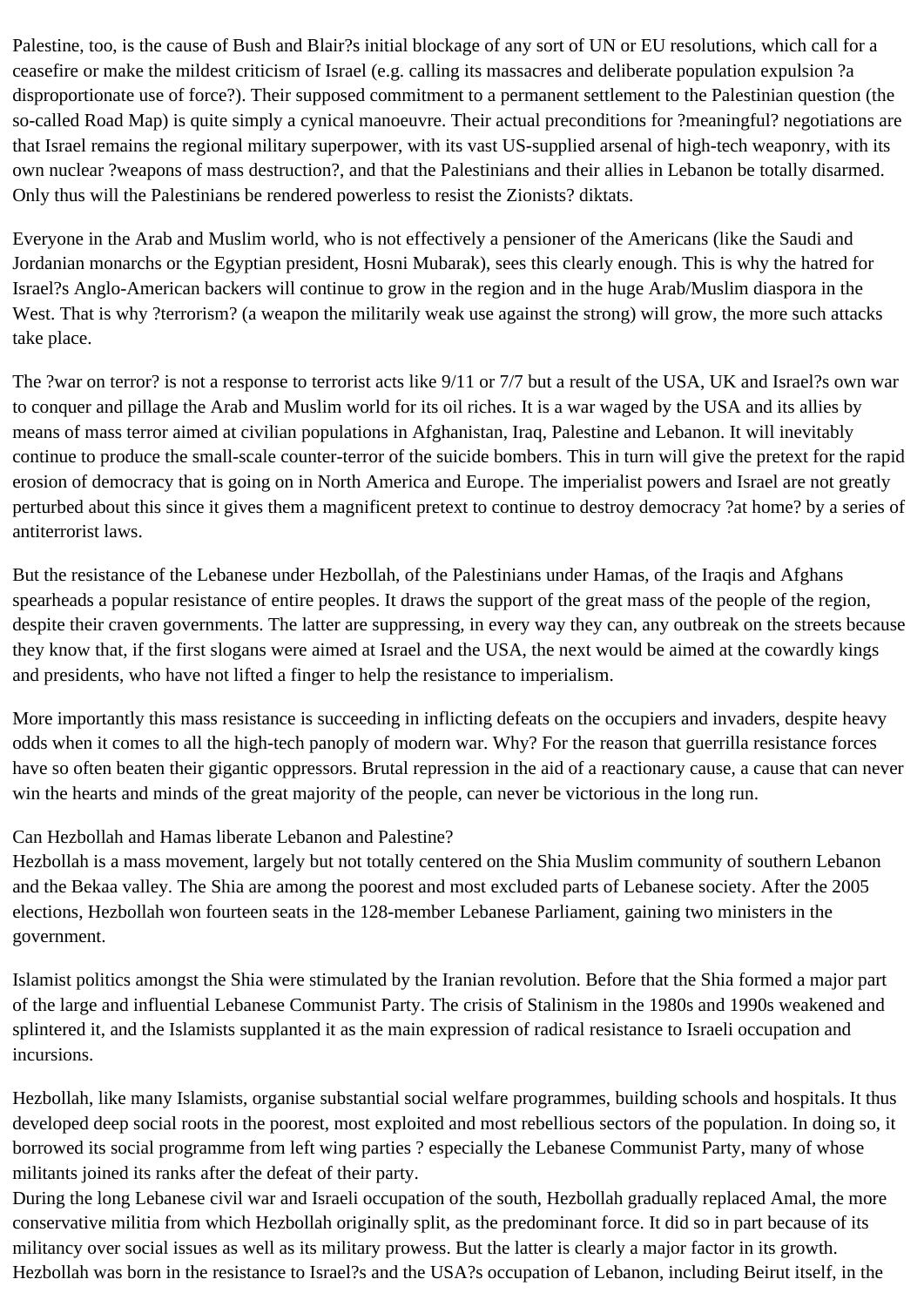Palestine, too, is the cause of Bush and Blair?s initial blockage of any sort of UN or EU resolutions, which call for a ceasefire or make the mildest criticism of Israel (e.g. calling its massacres and deliberate population expulsion ?a disproportionate use of force?). Their supposed commitment to a permanent settlement to the Palestinian question (the so-called Road Map) is quite simply a cynical manoeuvre. Their actual preconditions for ?meaningful? negotiations are that Israel remains the regional military superpower, with its vast US-supplied arsenal of high-tech weaponry, with its own nuclear ?weapons of mass destruction?, and that the Palestinians and their allies in Lebanon be totally disarmed. Only thus will the Palestinians be rendered powerless to resist the Zionists? diktats.

Everyone in the Arab and Muslim world, who is not effectively a pensioner of the Americans (like the Saudi and Jordanian monarchs or the Egyptian president, Hosni Mubarak), sees this clearly enough. This is why the hatred for Israel?s Anglo-American backers will continue to grow in the region and in the huge Arab/Muslim diaspora in the West. That is why ?terrorism? (a weapon the militarily weak use against the strong) will grow, the more such attacks take place.

The ?war on terror? is not a response to terrorist acts like 9/11 or 7/7 but a result of the USA, UK and Israel?s own war to conquer and pillage the Arab and Muslim world for its oil riches. It is a war waged by the USA and its allies by means of mass terror aimed at civilian populations in Afghanistan, Iraq, Palestine and Lebanon. It will inevitably continue to produce the small-scale counter-terror of the suicide bombers. This in turn will give the pretext for the rapid erosion of democracy that is going on in North America and Europe. The imperialist powers and Israel are not greatly perturbed about this since it gives them a magnificent pretext to continue to destroy democracy ?at home? by a series of antiterrorist laws.

But the resistance of the Lebanese under Hezbollah, of the Palestinians under Hamas, of the Iraqis and Afghans spearheads a popular resistance of entire peoples. It draws the support of the great mass of the people of the region, despite their craven governments. The latter are suppressing, in every way they can, any outbreak on the streets because they know that, if the first slogans were aimed at Israel and the USA, the next would be aimed at the cowardly kings and presidents, who have not lifted a finger to help the resistance to imperialism.

More importantly this mass resistance is succeeding in inflicting defeats on the occupiers and invaders, despite heavy odds when it comes to all the high-tech panoply of modern war. Why? For the reason that guerrilla resistance forces have so often beaten their gigantic oppressors. Brutal repression in the aid of a reactionary cause, a cause that can never win the hearts and minds of the great majority of the people, can never be victorious in the long run.

## Can Hezbollah and Hamas liberate Lebanon and Palestine?

Hezbollah is a mass movement, largely but not totally centered on the Shia Muslim community of southern Lebanon and the Bekaa valley. The Shia are among the poorest and most excluded parts of Lebanese society. After the 2005 elections, Hezbollah won fourteen seats in the 128-member Lebanese Parliament, gaining two ministers in the government.

Islamist politics amongst the Shia were stimulated by the Iranian revolution. Before that the Shia formed a major part of the large and influential Lebanese Communist Party. The crisis of Stalinism in the 1980s and 1990s weakened and splintered it, and the Islamists supplanted it as the main expression of radical resistance to Israeli occupation and incursions.

Hezbollah, like many Islamists, organise substantial social welfare programmes, building schools and hospitals. It thus developed deep social roots in the poorest, most exploited and most rebellious sectors of the population. In doing so, it borrowed its social programme from left wing parties ? especially the Lebanese Communist Party, many of whose militants joined its ranks after the defeat of their party.

During the long Lebanese civil war and Israeli occupation of the south, Hezbollah gradually replaced Amal, the more conservative militia from which Hezbollah originally split, as the predominant force. It did so in part because of its militancy over social issues as well as its military prowess. But the latter is clearly a major factor in its growth. Hezbollah was born in the resistance to Israel?s and the USA?s occupation of Lebanon, including Beirut itself, in the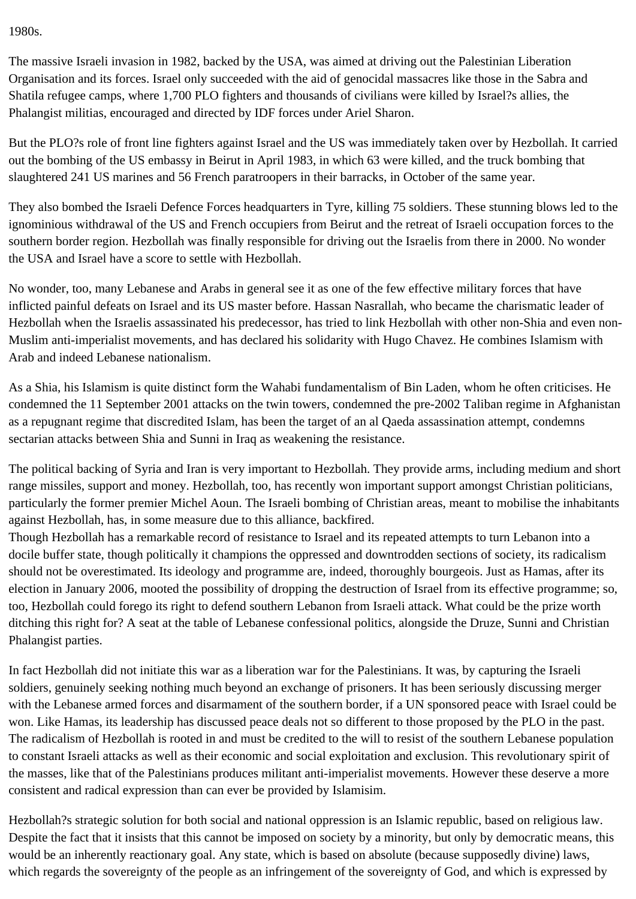1980s.

The massive Israeli invasion in 1982, backed by the USA, was aimed at driving out the Palestinian Liberation Organisation and its forces. Israel only succeeded with the aid of genocidal massacres like those in the Sabra and Shatila refugee camps, where 1,700 PLO fighters and thousands of civilians were killed by Israel?s allies, the Phalangist militias, encouraged and directed by IDF forces under Ariel Sharon.

But the PLO?s role of front line fighters against Israel and the US was immediately taken over by Hezbollah. It carried out the bombing of the US embassy in Beirut in April 1983, in which 63 were killed, and the truck bombing that slaughtered 241 US marines and 56 French paratroopers in their barracks, in October of the same year.

They also bombed the Israeli Defence Forces headquarters in Tyre, killing 75 soldiers. These stunning blows led to the ignominious withdrawal of the US and French occupiers from Beirut and the retreat of Israeli occupation forces to the southern border region. Hezbollah was finally responsible for driving out the Israelis from there in 2000. No wonder the USA and Israel have a score to settle with Hezbollah.

No wonder, too, many Lebanese and Arabs in general see it as one of the few effective military forces that have inflicted painful defeats on Israel and its US master before. Hassan Nasrallah, who became the charismatic leader of Hezbollah when the Israelis assassinated his predecessor, has tried to link Hezbollah with other non-Shia and even non-Muslim anti-imperialist movements, and has declared his solidarity with Hugo Chavez. He combines Islamism with Arab and indeed Lebanese nationalism.

As a Shia, his Islamism is quite distinct form the Wahabi fundamentalism of Bin Laden, whom he often criticises. He condemned the 11 September 2001 attacks on the twin towers, condemned the pre-2002 Taliban regime in Afghanistan as a repugnant regime that discredited Islam, has been the target of an al Qaeda assassination attempt, condemns sectarian attacks between Shia and Sunni in Iraq as weakening the resistance.

The political backing of Syria and Iran is very important to Hezbollah. They provide arms, including medium and short range missiles, support and money. Hezbollah, too, has recently won important support amongst Christian politicians, particularly the former premier Michel Aoun. The Israeli bombing of Christian areas, meant to mobilise the inhabitants against Hezbollah, has, in some measure due to this alliance, backfired.
Though Hezbollah has a remarkable record of resistance to Israel and its repeated attempts to turn Lebanon into a docile buffer state, though politically it champions the oppressed and downtrodden sections of society, its radicalism should not be overestimated. Its ideology and programme are, indeed, thoroughly bourgeois. Just as Hamas, after its election in January 2006, mooted the possibility of dropping the destruction of Israel from its effective programme; so, too, Hezbollah could forego its right to defend southern Lebanon from Israeli attack. What could be the prize worth ditching this right for? A seat at the table of Lebanese confessional politics, alongside the Druze, Sunni and Christian Phalangist parties.

In fact Hezbollah did not initiate this war as a liberation war for the Palestinians. It was, by capturing the Israeli soldiers, genuinely seeking nothing much beyond an exchange of prisoners. It has been seriously discussing merger with the Lebanese armed forces and disarmament of the southern border, if a UN sponsored peace with Israel could be won. Like Hamas, its leadership has discussed peace deals not so different to those proposed by the PLO in the past. The radicalism of Hezbollah is rooted in and must be credited to the will to resist of the southern Lebanese population to constant Israeli attacks as well as their economic and social exploitation and exclusion. This revolutionary spirit of the masses, like that of the Palestinians produces militant anti-imperialist movements. However these deserve a more consistent and radical expression than can ever be provided by Islamisim.

Hezbollah?s strategic solution for both social and national oppression is an Islamic republic, based on religious law. Despite the fact that it insists that this cannot be imposed on society by a minority, but only by democratic means, this would be an inherently reactionary goal. Any state, which is based on absolute (because supposedly divine) laws, which regards the sovereignty of the people as an infringement of the sovereignty of God, and which is expressed by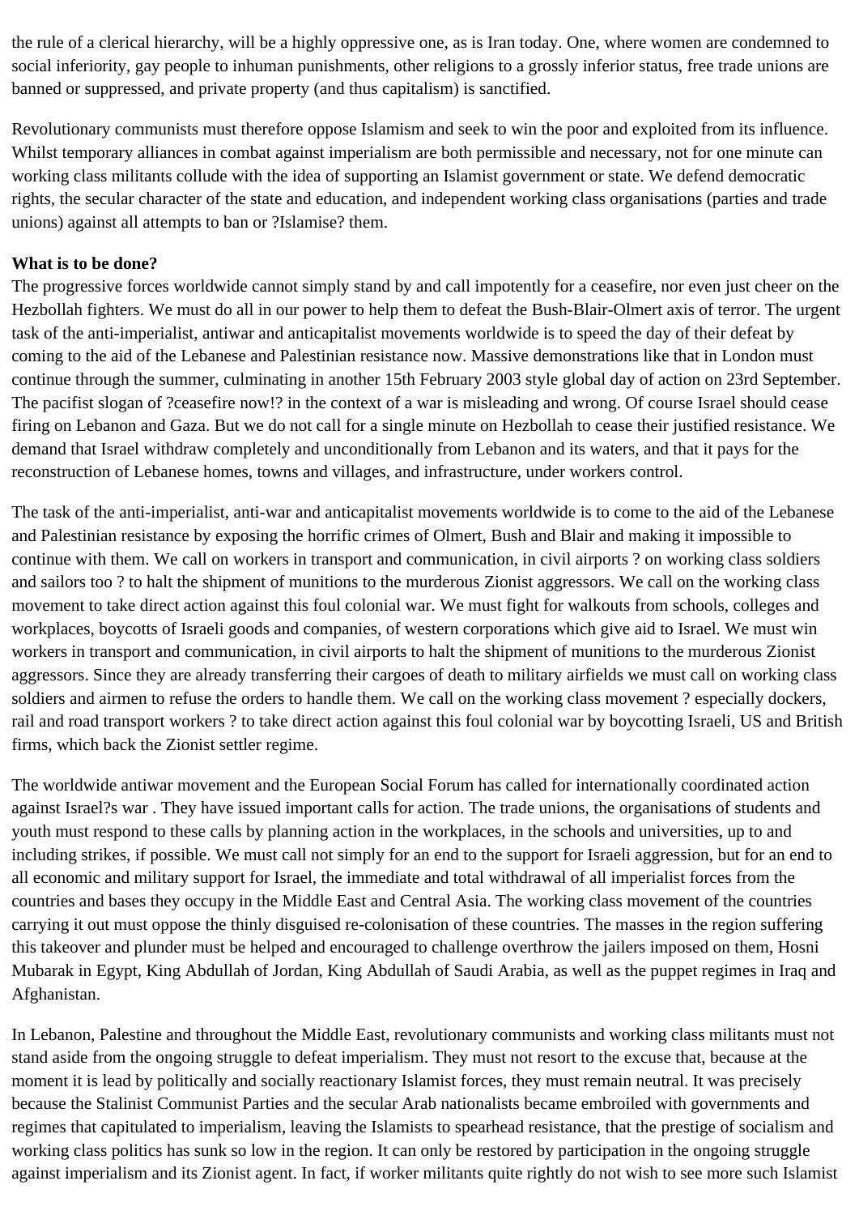the rule of a clerical hierarchy, will be a highly oppressive one, as is Iran today. One, where women are condemned to social inferiority, gay people to inhuman punishments, other religions to a grossly inferior status, free trade unions are banned or suppressed, and private property (and thus capitalism) is sanctified.

Revolutionary communists must therefore oppose Islamism and seek to win the poor and exploited from its influence. Whilst temporary alliances in combat against imperialism are both permissible and necessary, not for one minute can working class militants collude with the idea of supporting an Islamist government or state. We defend democratic rights, the secular character of the state and education, and independent working class organisations (parties and trade unions) against all attempts to ban or ?Islamise? them.

**What is to be done?**

The progressive forces worldwide cannot simply stand by and call impotently for a ceasefire, nor even just cheer on the Hezbollah fighters. We must do all in our power to help them to defeat the Bush-Blair-Olmert axis of terror. The urgent task of the anti-imperialist, antiwar and anticapitalist movements worldwide is to speed the day of their defeat by coming to the aid of the Lebanese and Palestinian resistance now. Massive demonstrations like that in London must continue through the summer, culminating in another 15th February 2003 style global day of action on 23rd September. The pacifist slogan of ?ceasefire now!? in the context of a war is misleading and wrong. Of course Israel should cease firing on Lebanon and Gaza. But we do not call for a single minute on Hezbollah to cease their justified resistance. We demand that Israel withdraw completely and unconditionally from Lebanon and its waters, and that it pays for the reconstruction of Lebanese homes, towns and villages, and infrastructure, under workers control.

The task of the anti-imperialist, anti-war and anticapitalist movements worldwide is to come to the aid of the Lebanese and Palestinian resistance by exposing the horrific crimes of Olmert, Bush and Blair and making it impossible to continue with them. We call on workers in transport and communication, in civil airports ? on working class soldiers and sailors too ? to halt the shipment of munitions to the murderous Zionist aggressors. We call on the working class movement to take direct action against this foul colonial war. We must fight for walkouts from schools, colleges and workplaces, boycotts of Israeli goods and companies, of western corporations which give aid to Israel. We must win workers in transport and communication, in civil airports to halt the shipment of munitions to the murderous Zionist aggressors. Since they are already transferring their cargoes of death to military airfields we must call on working class soldiers and airmen to refuse the orders to handle them. We call on the working class movement ? especially dockers, rail and road transport workers ? to take direct action against this foul colonial war by boycotting Israeli, US and British firms, which back the Zionist settler regime.

The worldwide antiwar movement and the European Social Forum has called for internationally coordinated action against Israel?s war . They have issued important calls for action. The trade unions, the organisations of students and youth must respond to these calls by planning action in the workplaces, in the schools and universities, up to and including strikes, if possible. We must call not simply for an end to the support for Israeli aggression, but for an end to all economic and military support for Israel, the immediate and total withdrawal of all imperialist forces from the countries and bases they occupy in the Middle East and Central Asia. The working class movement of the countries carrying it out must oppose the thinly disguised re-colonisation of these countries. The masses in the region suffering this takeover and plunder must be helped and encouraged to challenge overthrow the jailers imposed on them, Hosni Mubarak in Egypt, King Abdullah of Jordan, King Abdullah of Saudi Arabia, as well as the puppet regimes in Iraq and Afghanistan.

In Lebanon, Palestine and throughout the Middle East, revolutionary communists and working class militants must not stand aside from the ongoing struggle to defeat imperialism. They must not resort to the excuse that, because at the moment it is lead by politically and socially reactionary Islamist forces, they must remain neutral. It was precisely because the Stalinist Communist Parties and the secular Arab nationalists became embroiled with governments and regimes that capitulated to imperialism, leaving the Islamists to spearhead resistance, that the prestige of socialism and working class politics has sunk so low in the region. It can only be restored by participation in the ongoing struggle against imperialism and its Zionist agent. In fact, if worker militants quite rightly do not wish to see more such Islamist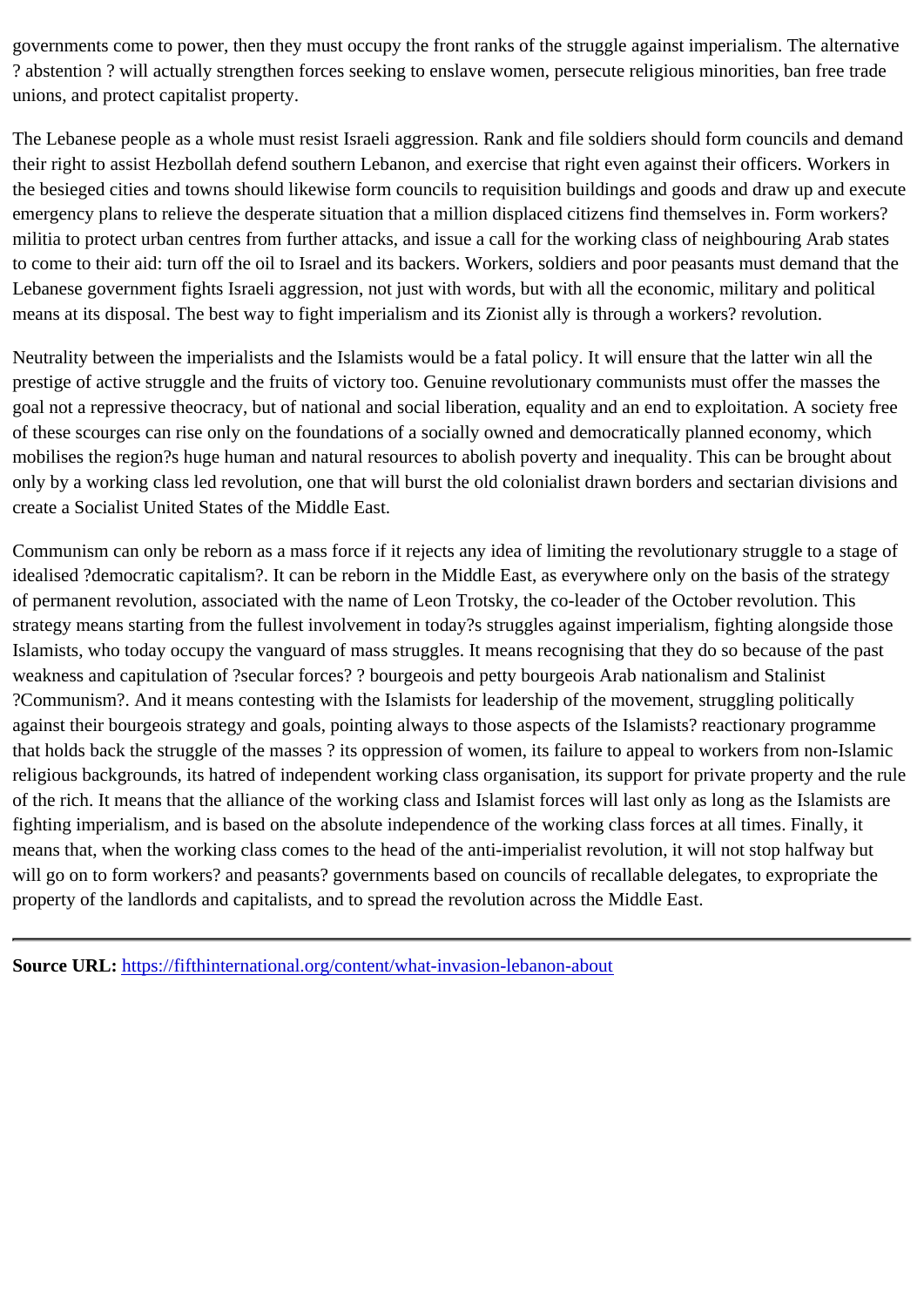governments come to power, then they must occupy the front ranks of the struggle against imperialism. The alternative ? abstention ? will actually strengthen forces seeking to enslave women, persecute religious minorities, ban free trade unions, and protect capitalist property.

The Lebanese people as a whole must resist Israeli aggression. Rank and file soldiers should form councils and demand their right to assist Hezbollah defend southern Lebanon, and exercise that right even against their officers. Workers in the besieged cities and towns should likewise form councils to requisition buildings and goods and draw up and execute emergency plans to relieve the desperate situation that a million displaced citizens find themselves in. Form workers? militia to protect urban centres from further attacks, and issue a call for the working class of neighbouring Arab states to come to their aid: turn off the oil to Israel and its backers. Workers, soldiers and poor peasants must demand that the Lebanese government fights Israeli aggression, not just with words, but with all the economic, military and political means at its disposal. The best way to fight imperialism and its Zionist ally is through a workers? revolution.

Neutrality between the imperialists and the Islamists would be a fatal policy. It will ensure that the latter win all the prestige of active struggle and the fruits of victory too. Genuine revolutionary communists must offer the masses the goal not a repressive theocracy, but of national and social liberation, equality and an end to exploitation. A society free of these scourges can rise only on the foundations of a socially owned and democratically planned economy, which mobilises the region?s huge human and natural resources to abolish poverty and inequality. This can be brought about only by a working class led revolution, one that will burst the old colonialist drawn borders and sectarian divisions and create a Socialist United States of the Middle East.

Communism can only be reborn as a mass force if it rejects any idea of limiting the revolutionary struggle to a stage of idealised ?democratic capitalism?. It can be reborn in the Middle East, as everywhere only on the basis of the strategy of permanent revolution, associated with the name of Leon Trotsky, the co-leader of the October revolution. This strategy means starting from the fullest involvement in today?s struggles against imperialism, fighting alongside those Islamists, who today occupy the vanguard of mass struggles. It means recognising that they do so because of the past weakness and capitulation of ?secular forces? ? bourgeois and petty bourgeois Arab nationalism and Stalinist ?Communism?. And it means contesting with the Islamists for leadership of the movement, struggling politically against their bourgeois strategy and goals, pointing always to those aspects of the Islamists? reactionary programme that holds back the struggle of the masses ? its oppression of women, its failure to appeal to workers from non-Islamic religious backgrounds, its hatred of independent working class organisation, its support for private property and the rule of the rich. It means that the alliance of the working class and Islamist forces will last only as long as the Islamists are fighting imperialism, and is based on the absolute independence of the working class forces at all times. Finally, it means that, when the working class comes to the head of the anti-imperialist revolution, it will not stop halfway but will go on to form workers? and peasants? governments based on councils of recallable delegates, to expropriate the property of the landlords and capitalists, and to spread the revolution across the Middle East.

---

**Source URL:** https://fifthinternational.org/content/what-invasion-lebanon-about